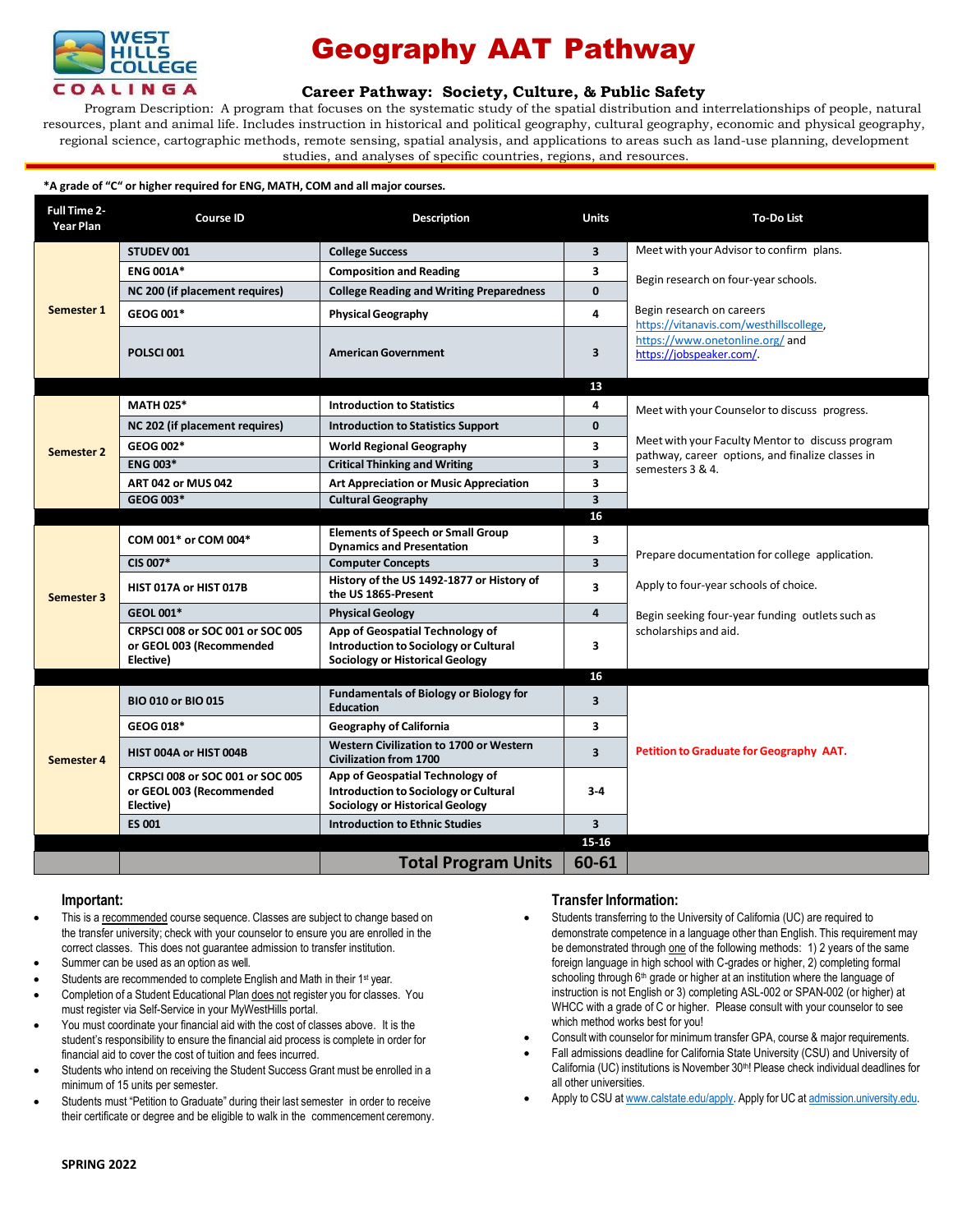WEST HILLS COLLEGE COALINGA

# Geography AAT Pathway

### Career Pathway: Society, Culture, & Public Safety

Program Description: A program that focuses on the systematic study of the spatial distribution and interrelationships of people, natural resources, plant and animal life. Includes instruction in historical and political geography, cultural geography, economic and physical geography, regional science, cartographic methods, remote sensing, spatial analysis, and applications to areas such as land-use planning, development studies, and analyses of specific countries, regions, and resources.

**\*A grade of "C" or higher required for ENG, MATH, COM and all major courses.**

| Full Time 2-Year Plan | Course ID | Description | Units | To-Do List |
|---|---|---|---|---|
| Semester 1 | STUDEV 001 | College Success | 3 | Meet with your Advisor to confirm plans. |
| | ENG 001A* | Composition and Reading | 3 | Begin research on four-year schools. |
| | NC 200 (if placement requires) | College Reading and Writing Preparedness | 0 | |
| | GEOG 001* | Physical Geography | 4 | Begin research on careers https://vitanavis.com/westhillscollege, https://www.onetonline.org/ and https://jobspeaker.com/. |
| | POLSCI 001 | American Government | 3 | |
| | | | 13 | |
| Semester 2 | MATH 025* | Introduction to Statistics | 4 | Meet with your Counselor to discuss progress. |
| | NC 202 (if placement requires) | Introduction to Statistics Support | 0 | |
| | GEOG 002* | World Regional Geography | 3 | Meet with your Faculty Mentor to discuss program pathway, career options, and finalize classes in semesters 3 & 4. |
| | ENG 003* | Critical Thinking and Writing | 3 | |
| | ART 042 or MUS 042 | Art Appreciation or Music Appreciation | 3 | |
| | GEOG 003* | Cultural Geography | 3 | |
| | | | 16 | |
| Semester 3 | COM 001* or COM 004* | Elements of Speech or Small Group Dynamics and Presentation | 3 | Prepare documentation for college application. |
| | CIS 007* | Computer Concepts | 3 | |
| | HIST 017A or HIST 017B | History of the US 1492-1877 or History of the US 1865-Present | 3 | Apply to four-year schools of choice. |
| | GEOL 001* | Physical Geology | 4 | Begin seeking four-year funding outlets such as scholarships and aid. |
| | CRPSCI 008 or SOC 001 or SOC 005 or GEOL 003 (Recommended Elective) | App of Geospatial Technology of Introduction to Sociology or Cultural Sociology or Historical Geology | 3 | |
| | | | 16 | |
| Semester 4 | BIO 010 or BIO 015 | Fundamentals of Biology or Biology for Education | 3 | Petition to Graduate for Geography AAT. |
| | GEOG 018* | Geography of California | 3 | |
| | HIST 004A or HIST 004B | Western Civilization to 1700 or Western Civilization from 1700 | 3 | |
| | CRPSCI 008 or SOC 001 or SOC 005 or GEOL 003 (Recommended Elective) | App of Geospatial Technology of Introduction to Sociology or Cultural Sociology or Historical Geology | 3-4 | |
| | ES 001 | Introduction to Ethnic Studies | 3 | |
| | | | 15-16 | |
| | | **Total Program Units** | **60-61** | |

## Important:

- This is a recommended course sequence. Classes are subject to change based on the transfer university; check with your counselor to ensure you are enrolled in the correct classes. This does not guarantee admission to transfer institution.
- Summer can be used as an option as well.
- Students are recommended to complete English and Math in their 1st year.
- Completion of a Student Educational Plan does not register you for classes. You must register via Self-Service in your MyWestHills portal.
- You must coordinate your financial aid with the cost of classes above. It is the student's responsibility to ensure the financial aid process is complete in order for financial aid to cover the cost of tuition and fees incurred.
- Students who intend on receiving the Student Success Grant must be enrolled in a minimum of 15 units per semester.
- Students must "Petition to Graduate" during their last semester in order to receive their certificate or degree and be eligible to walk in the commencement ceremony.

## Transfer Information:

- Students transferring to the University of California (UC) are required to demonstrate competence in a language other than English. This requirement may be demonstrated through one of the following methods: 1) 2 years of the same foreign language in high school with C-grades or higher, 2) completing formal schooling through 6th grade or higher at an institution where the language of instruction is not English or 3) completing ASL-002 or SPAN-002 (or higher) at WHCC with a grade of C or higher. Please consult with your counselor to see which method works best for you!
- Consult with counselor for minimum transfer GPA, course & major requirements.
- Fall admissions deadline for California State University (CSU) and University of California (UC) institutions is November 30th! Please check individual deadlines for all other universities.
- Apply to CSU at www.calstate.edu/apply. Apply for UC at admission.university.edu.

SPRING 2022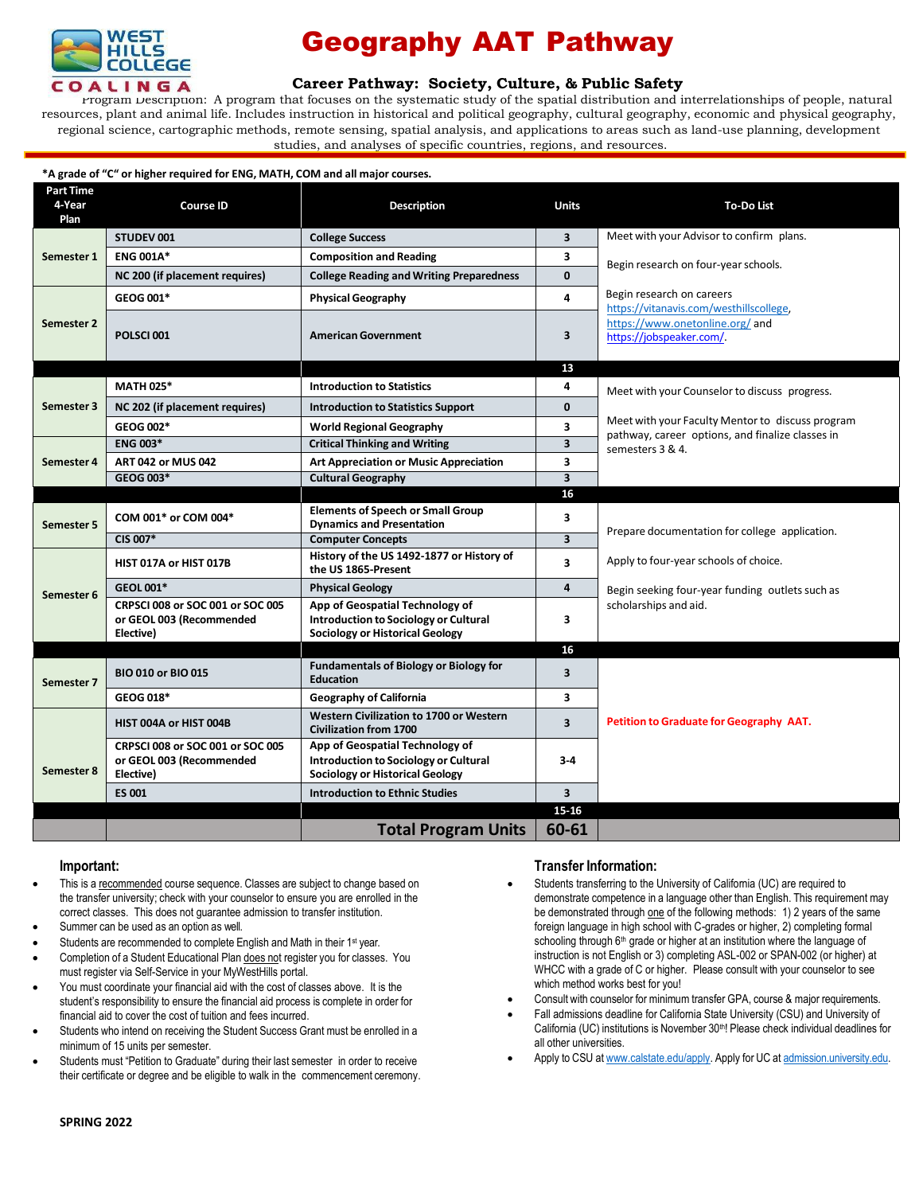# Geography AAT Pathway

WEST HILLS COLLEGE COALINGA

### Career Pathway: Society, Culture, & Public Safety

Program Description: A program that focuses on the systematic study of the spatial distribution and interrelationships of people, natural resources, plant and animal life. Includes instruction in historical and political geography, cultural geography, economic and physical geography, regional science, cartographic methods, remote sensing, spatial analysis, and applications to areas such as land-use planning, development studies, and analyses of specific countries, regions, and resources.

**\*A grade of "C" or higher required for ENG, MATH, COM and all major courses.**

| Part Time 4-Year Plan | Course ID | Description | Units | To-Do List |
|---|---|---|---|---|
| Semester 1 | STUDEV 001 | College Success | 3 | Meet with your Advisor to confirm plans. |
| | ENG 001A* | Composition and Reading | 3 | Begin research on four-year schools. |
| | NC 200 (if placement requires) | College Reading and Writing Preparedness | 0 | |
| Semester 2 | GEOG 001* | Physical Geography | 4 | Begin research on careers https://vitanavis.com/westhillscollege, https://www.onetonline.org/ and https://jobspeaker.com/. |
| | POLSCI 001 | American Government | 3 | |
| | | | **13** | |
| Semester 3 | MATH 025* | Introduction to Statistics | 4 | Meet with your Counselor to discuss progress. |
| | NC 202 (if placement requires) | Introduction to Statistics Support | 0 | Meet with your Faculty Mentor to discuss program pathway, career options, and finalize classes in semesters 3 & 4. |
| | GEOG 002* | World Regional Geography | 3 | |
| Semester 4 | ENG 003* | Critical Thinking and Writing | 3 | |
| | ART 042 or MUS 042 | Art Appreciation or Music Appreciation | 3 | |
| | GEOG 003* | Cultural Geography | 3 | |
| | | | **16** | |
| Semester 5 | COM 001* or COM 004* | Elements of Speech or Small Group Dynamics and Presentation | 3 | Prepare documentation for college application. |
| | CIS 007* | Computer Concepts | 3 | Apply to four-year schools of choice. |
| Semester 6 | HIST 017A or HIST 017B | History of the US 1492-1877 or History of the US 1865-Present | 3 | Begin seeking four-year funding outlets such as scholarships and aid. |
| | GEOL 001* | Physical Geology | 4 | |
| | CRPSCI 008 or SOC 001 or SOC 005 or GEOL 003 (Recommended Elective) | App of Geospatial Technology of Introduction to Sociology or Cultural Sociology or Historical Geology | 3 | |
| | | | **16** | |
| Semester 7 | BIO 010 or BIO 015 | Fundamentals of Biology or Biology for Education | 3 | **Petition to Graduate for Geography AAT.** |
| | GEOG 018* | Geography of California | 3 | |
| Semester 8 | HIST 004A or HIST 004B | Western Civilization to 1700 or Western Civilization from 1700 | 3 | |
| | CRPSCI 008 or SOC 001 or SOC 005 or GEOL 003 (Recommended Elective) | App of Geospatial Technology of Introduction to Sociology or Cultural Sociology or Historical Geology | 3-4 | |
| | ES 001 | Introduction to Ethnic Studies | 3 | |
| | | | **15-16** | |
| | | **Total Program Units** | **60-61** | |

### Important:

- This is a recommended course sequence. Classes are subject to change based on the transfer university; check with your counselor to ensure you are enrolled in the correct classes. This does not guarantee admission to transfer institution.
- Summer can be used as an option as well.
- Students are recommended to complete English and Math in their 1st year.
- Completion of a Student Educational Plan does not register you for classes. You must register via Self-Service in your MyWestHills portal.
- You must coordinate your financial aid with the cost of classes above. It is the student's responsibility to ensure the financial aid process is complete in order for financial aid to cover the cost of tuition and fees incurred.
- Students who intend on receiving the Student Success Grant must be enrolled in a minimum of 15 units per semester.
- Students must "Petition to Graduate" during their last semester in order to receive their certificate or degree and be eligible to walk in the commencement ceremony.

### Transfer Information:

- Students transferring to the University of California (UC) are required to demonstrate competence in a language other than English. This requirement may be demonstrated through one of the following methods: 1) 2 years of the same foreign language in high school with C-grades or higher, 2) completing formal schooling through 6th grade or higher at an institution where the language of instruction is not English or 3) completing ASL-002 or SPAN-002 (or higher) at WHCC with a grade of C or higher. Please consult with your counselor to see which method works best for you!
- Consult with counselor for minimum transfer GPA, course & major requirements.
- Fall admissions deadline for California State University (CSU) and University of California (UC) institutions is November 30th! Please check individual deadlines for all other universities.
- Apply to CSU at www.calstate.edu/apply. Apply for UC at admission.university.edu.

**SPRING 2022**